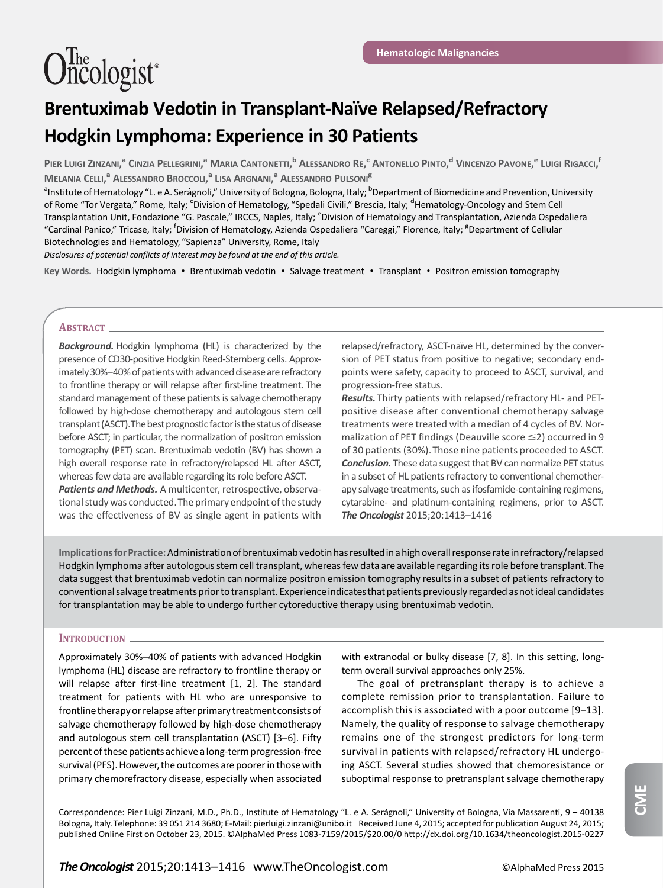Hematologic Malignancies

# Brentuximab Vedotin in Transplant-Naïve Relapsed/Refractory Hodgkin Lymphoma: Experience in 30 Patients

Pier Luigi Zinzani,[a] Cinzia Pellegrini,[a] Maria Cantonetti,[b] Alessandro Re,[c] Antonello Pinto,[d] Vincenzo Pavone,[e] Luigi Rigacci,[f] Melania Celli,[a] Alessandro Broccoli,[a] Lisa Argnani,[a] Alessandro Pulsoni[g]

[a]Institute of Hematology "L. e A. Seràgnoli," University of Bologna, Bologna, Italy; [b]Department of Biomedicine and Prevention, University of Rome "Tor Vergata," Rome, Italy; [c]Division of Hematology, "Spedali Civili," Brescia, Italy; [d]Hematology-Oncology and Stem Cell Transplantation Unit, Fondazione "G. Pascale," IRCCS, Naples, Italy; [e]Division of Hematology and Transplantation, Azienda Ospedaliera "Cardinal Panico," Tricase, Italy; [f]Division of Hematology, Azienda Ospedaliera "Careggi," Florence, Italy; [g]Department of Cellular Biotechnologies and Hematology, "Sapienza" University, Rome, Italy

*Disclosures of potential conflicts of interest may be found at the end of this article.*

**Key Words.** Hodgkin lymphoma • Brentuximab vedotin • Salvage treatment • Transplant • Positron emission tomography

## Abstract

***Background.*** Hodgkin lymphoma (HL) is characterized by the presence of CD30-positive Hodgkin Reed-Sternberg cells. Approximately 30%–40% of patients with advanced disease are refractory to frontline therapy or will relapse after first-line treatment. The standard management of these patients is salvage chemotherapy followed by high-dose chemotherapy and autologous stem cell transplant (ASCT). The best prognostic factor is the status of disease before ASCT; in particular, the normalization of positron emission tomography (PET) scan. Brentuximab vedotin (BV) has shown a high overall response rate in refractory/relapsed HL after ASCT, whereas few data are available regarding its role before ASCT.

***Patients and Methods.*** A multicenter, retrospective, observational study was conducted. The primary endpoint of the study was the effectiveness of BV as single agent in patients with relapsed/refractory, ASCT-naïve HL, determined by the conversion of PET status from positive to negative; secondary endpoints were safety, capacity to proceed to ASCT, survival, and progression-free status.

***Results.*** Thirty patients with relapsed/refractory HL- and PET-positive disease after conventional chemotherapy salvage treatments were treated with a median of 4 cycles of BV. Normalization of PET findings (Deauville score ≤2) occurred in 9 of 30 patients (30%). Those nine patients proceeded to ASCT.

***Conclusion.*** These data suggest that BV can normalize PET status in a subset of HL patients refractory to conventional chemotherapy salvage treatments, such as ifosfamide-containing regimens, cytarabine- and platinum-containing regimens, prior to ASCT. ***The Oncologist*** 2015;20:1413–1416

**Implications for Practice:** Administration of brentuximab vedotin has resulted in a high overall response rate in refractory/relapsed Hodgkin lymphoma after autologous stem cell transplant, whereas few data are available regarding its role before transplant. The data suggest that brentuximab vedotin can normalize positron emission tomography results in a subset of patients refractory to conventional salvage treatments prior to transplant. Experience indicates that patients previously regarded as not ideal candidates for transplantation may be able to undergo further cytoreductive therapy using brentuximab vedotin.

## Introduction

Approximately 30%–40% of patients with advanced Hodgkin lymphoma (HL) disease are refractory to frontline therapy or will relapse after first-line treatment [1, 2]. The standard treatment for patients with HL who are unresponsive to frontline therapy or relapse after primary treatment consists of salvage chemotherapy followed by high-dose chemotherapy and autologous stem cell transplantation (ASCT) [3–6]. Fifty percent of these patients achieve a long-term progression-free survival (PFS). However, the outcomes are poorer in those with primary chemorefractory disease, especially when associated with extranodal or bulky disease [7, 8]. In this setting, long-term overall survival approaches only 25%.

The goal of pretransplant therapy is to achieve a complete remission prior to transplantation. Failure to accomplish this is associated with a poor outcome [9–13]. Namely, the quality of response to salvage chemotherapy remains one of the strongest predictors for long-term survival in patients with relapsed/refractory HL undergoing ASCT. Several studies showed that chemoresistance or suboptimal response to pretransplant salvage chemotherapy

Correspondence: Pier Luigi Zinzani, M.D., Ph.D., Institute of Hematology "L. e A. Seràgnoli," University of Bologna, Via Massarenti, 9 – 40138 Bologna, Italy. Telephone: 39 051 214 3680; E-Mail: pierluigi.zinzani@unibo.it Received June 4, 2015; accepted for publication August 24, 2015; published Online First on October 23, 2015. ©AlphaMed Press 1083-7159/2015/$20.00/0 http://dx.doi.org/10.1634/theoncologist.2015-0227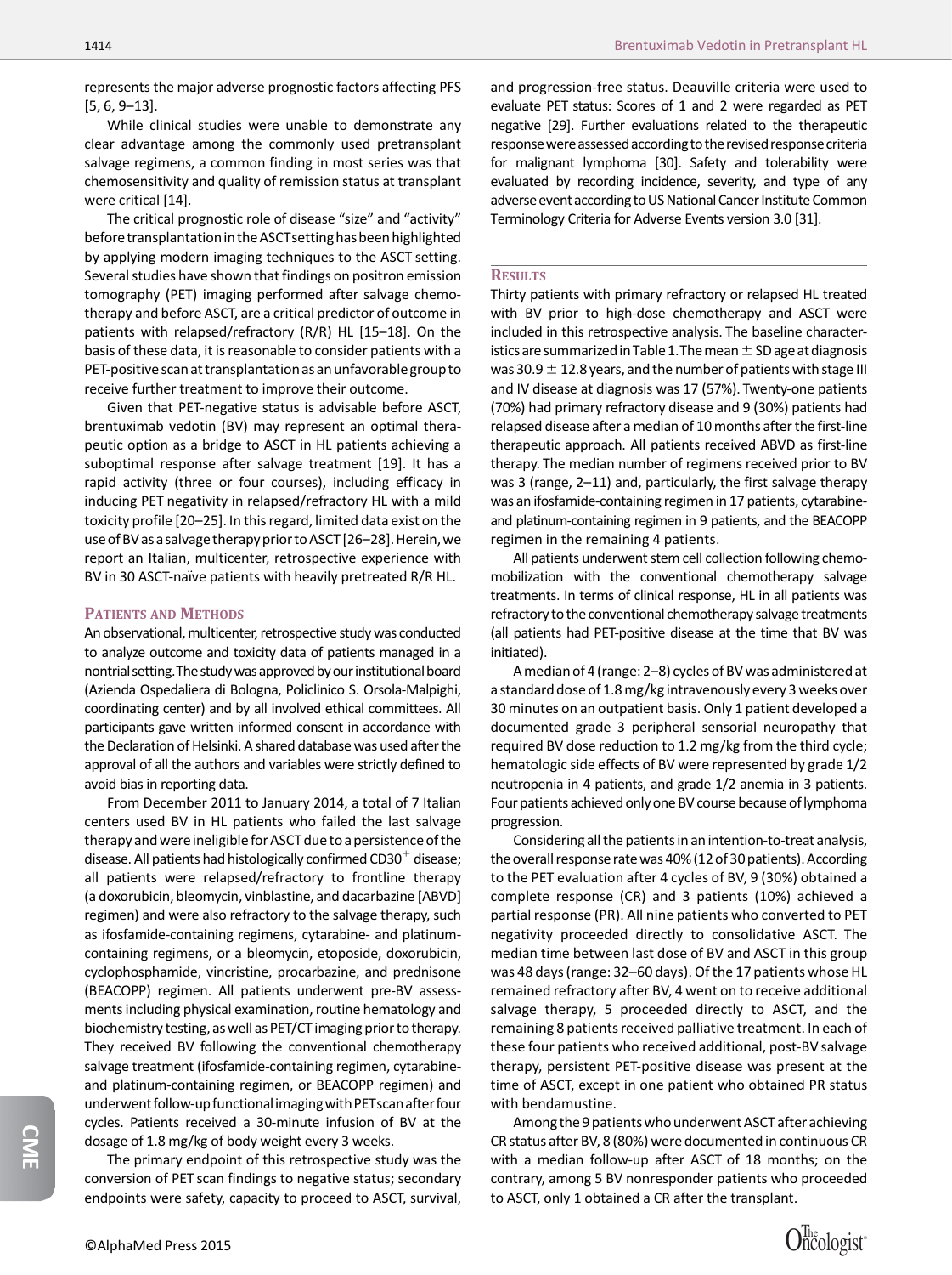represents the major adverse prognostic factors affecting PFS [5, 6, 9–13].

While clinical studies were unable to demonstrate any clear advantage among the commonly used pretransplant salvage regimens, a common finding in most series was that chemosensitivity and quality of remission status at transplant were critical [14].

The critical prognostic role of disease "size" and "activity" before transplantation in the ASCT setting has been highlighted by applying modern imaging techniques to the ASCT setting. Several studies have shown that findings on positron emission tomography (PET) imaging performed after salvage chemotherapy and before ASCT, are a critical predictor of outcome in patients with relapsed/refractory (R/R) HL [15–18]. On the basis of these data, it is reasonable to consider patients with a PET-positive scan at transplantation as an unfavorable group to receive further treatment to improve their outcome.

Given that PET-negative status is advisable before ASCT, brentuximab vedotin (BV) may represent an optimal therapeutic option as a bridge to ASCT in HL patients achieving a suboptimal response after salvage treatment [19]. It has a rapid activity (three or four courses), including efficacy in inducing PET negativity in relapsed/refractory HL with a mild toxicity profile [20–25]. In this regard, limited data exist on the use of BV as a salvage therapy prior to ASCT [26–28]. Herein, we report an Italian, multicenter, retrospective experience with BV in 30 ASCT-naïve patients with heavily pretreated R/R HL.

## Patients and Methods

An observational, multicenter, retrospective study was conducted to analyze outcome and toxicity data of patients managed in a nontrial setting. The study was approved by our institutional board (Azienda Ospedaliera di Bologna, Policlinico S. Orsola-Malpighi, coordinating center) and by all involved ethical committees. All participants gave written informed consent in accordance with the Declaration of Helsinki. A shared database was used after the approval of all the authors and variables were strictly defined to avoid bias in reporting data.

From December 2011 to January 2014, a total of 7 Italian centers used BV in HL patients who failed the last salvage therapy and were ineligible for ASCT due to a persistence of the disease. All patients had histologically confirmed $CD30^{+}$ disease; all patients were relapsed/refractory to frontline therapy (a doxorubicin, bleomycin, vinblastine, and dacarbazine [ABVD] regimen) and were also refractory to the salvage therapy, such as ifosfamide-containing regimens, cytarabine- and platinum-containing regimens, or a bleomycin, etoposide, doxorubicin, cyclophosphamide, vincristine, procarbazine, and prednisone (BEACOPP) regimen. All patients underwent pre-BV assessments including physical examination, routine hematology and biochemistry testing, as well as PET/CT imaging prior to therapy. They received BV following the conventional chemotherapy salvage treatment (ifosfamide-containing regimen, cytarabine- and platinum-containing regimen, or BEACOPP regimen) and underwent follow-up functional imaging with PET scan after four cycles. Patients received a 30-minute infusion of BV at the dosage of 1.8 mg/kg of body weight every 3 weeks.

The primary endpoint of this retrospective study was the conversion of PET scan findings to negative status; secondary endpoints were safety, capacity to proceed to ASCT, survival, and progression-free status. Deauville criteria were used to evaluate PET status: Scores of 1 and 2 were regarded as PET negative [29]. Further evaluations related to the therapeutic response were assessed according to the revised response criteria for malignant lymphoma [30]. Safety and tolerability were evaluated by recording incidence, severity, and type of any adverse event according to US National Cancer Institute Common Terminology Criteria for Adverse Events version 3.0 [31].

## Results

Thirty patients with primary refractory or relapsed HL treated with BV prior to high-dose chemotherapy and ASCT were included in this retrospective analysis. The baseline characteristics are summarized in Table 1. The mean $\pm$ SD age at diagnosis was 30.9 $\pm$ 12.8 years, and the number of patients with stage III and IV disease at diagnosis was 17 (57%). Twenty-one patients (70%) had primary refractory disease and 9 (30%) patients had relapsed disease after a median of 10 months after the first-line therapeutic approach. All patients received ABVD as first-line therapy. The median number of regimens received prior to BV was 3 (range, 2–11) and, particularly, the first salvage therapy was an ifosfamide-containing regimen in 17 patients, cytarabine- and platinum-containing regimen in 9 patients, and the BEACOPP regimen in the remaining 4 patients.

All patients underwent stem cell collection following chemo-mobilization with the conventional chemotherapy salvage treatments. In terms of clinical response, HL in all patients was refractory to the conventional chemotherapy salvage treatments (all patients had PET-positive disease at the time that BV was initiated).

A median of 4 (range: 2–8) cycles of BV was administered at a standard dose of 1.8 mg/kg intravenously every 3 weeks over 30 minutes on an outpatient basis. Only 1 patient developed a documented grade 3 peripheral sensorial neuropathy that required BV dose reduction to 1.2 mg/kg from the third cycle; hematologic side effects of BV were represented by grade 1/2 neutropenia in 4 patients, and grade 1/2 anemia in 3 patients. Four patients achieved only one BV course because of lymphoma progression.

Considering all the patients in an intention-to-treat analysis, the overall response rate was 40% (12 of 30 patients). According to the PET evaluation after 4 cycles of BV, 9 (30%) obtained a complete response (CR) and 3 patients (10%) achieved a partial response (PR). All nine patients who converted to PET negativity proceeded directly to consolidative ASCT. The median time between last dose of BV and ASCT in this group was 48 days (range: 32–60 days). Of the 17 patients whose HL remained refractory after BV, 4 went on to receive additional salvage therapy, 5 proceeded directly to ASCT, and the remaining 8 patients received palliative treatment. In each of these four patients who received additional, post-BV salvage therapy, persistent PET-positive disease was present at the time of ASCT, except in one patient who obtained PR status with bendamustine.

Among the 9 patients who underwent ASCT after achieving CR status after BV, 8 (80%) were documented in continuous CR with a median follow-up after ASCT of 18 months; on the contrary, among 5 BV nonresponder patients who proceeded to ASCT, only 1 obtained a CR after the transplant.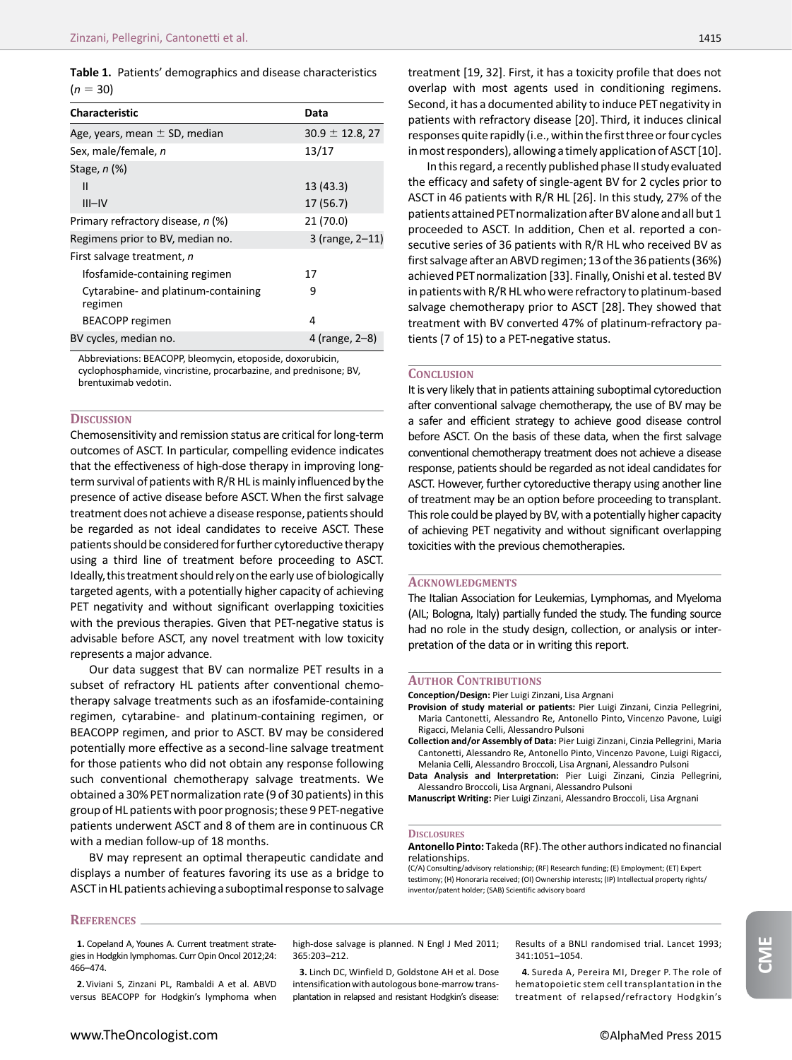**Table 1.** Patients' demographics and disease characteristics ($n = 30$)

| Characteristic | Data |
|---|---|
| Age, years, mean ± SD, median | 30.9 ± 12.8, 27 |
| Sex, male/female, *n* | 13/17 |
| Stage, *n* (%) | |
| II | 13 (43.3) |
| III–IV | 17 (56.7) |
| Primary refractory disease, *n* (%) | 21 (70.0) |
| Regimens prior to BV, median no. | 3 (range, 2–11) |
| First salvage treatment, *n* | |
| Ifosfamide-containing regimen | 17 |
| Cytarabine- and platinum-containing regimen | 9 |
| BEACOPP regimen | 4 |
| BV cycles, median no. | 4 (range, 2–8) |

Abbreviations: BEACOPP, bleomycin, etoposide, doxorubicin, cyclophosphamide, vincristine, procarbazine, and prednisone; BV, brentuximab vedotin.

## Discussion

Chemosensitivity and remission status are critical for long-term outcomes of ASCT. In particular, compelling evidence indicates that the effectiveness of high-dose therapy in improving long-term survival of patients with R/R HL is mainly influenced by the presence of active disease before ASCT. When the first salvage treatment does not achieve a disease response, patients should be regarded as not ideal candidates to receive ASCT. These patients should be considered for further cytoreductive therapy using a third line of treatment before proceeding to ASCT. Ideally, this treatment should rely on the early use of biologically targeted agents, with a potentially higher capacity of achieving PET negativity and without significant overlapping toxicities with the previous therapies. Given that PET-negative status is advisable before ASCT, any novel treatment with low toxicity represents a major advance.

Our data suggest that BV can normalize PET results in a subset of refractory HL patients after conventional chemotherapy salvage treatments such as an ifosfamide-containing regimen, cytarabine- and platinum-containing regimen, or BEACOPP regimen, and prior to ASCT. BV may be considered potentially more effective as a second-line salvage treatment for those patients who did not obtain any response following such conventional chemotherapy salvage treatments. We obtained a 30% PET normalization rate (9 of 30 patients) in this group of HL patients with poor prognosis; these 9 PET-negative patients underwent ASCT and 8 of them are in continuous CR with a median follow-up of 18 months.

BV may represent an optimal therapeutic candidate and displays a number of features favoring its use as a bridge to ASCT in HL patients achieving a suboptimal response to salvage treatment [19, 32]. First, it has a toxicity profile that does not overlap with most agents used in conditioning regimens. Second, it has a documented ability to induce PET negativity in patients with refractory disease [20]. Third, it induces clinical responses quite rapidly (i.e., within the first three or four cycles in most responders), allowing a timely application of ASCT [10].

In this regard, a recently published phase II study evaluated the efficacy and safety of single-agent BV for 2 cycles prior to ASCT in 46 patients with R/R HL [26]. In this study, 27% of the patients attained PET normalization after BV alone and all but 1 proceeded to ASCT. In addition, Chen et al. reported a consecutive series of 36 patients with R/R HL who received BV as first salvage after an ABVD regimen; 13 of the 36 patients (36%) achieved PET normalization [33]. Finally, Onishi et al. tested BV in patients with R/R HL who were refractory to platinum-based salvage chemotherapy prior to ASCT [28]. They showed that treatment with BV converted 47% of platinum-refractory patients (7 of 15) to a PET-negative status.

## Conclusion

It is very likely that in patients attaining suboptimal cytoreduction after conventional salvage chemotherapy, the use of BV may be a safer and efficient strategy to achieve good disease control before ASCT. On the basis of these data, when the first salvage conventional chemotherapy treatment does not achieve a disease response, patients should be regarded as not ideal candidates for ASCT. However, further cytoreductive therapy using another line of treatment may be an option before proceeding to transplant. This role could be played by BV, with a potentially higher capacity of achieving PET negativity and without significant overlapping toxicities with the previous chemotherapies.

## Acknowledgments

The Italian Association for Leukemias, Lymphomas, and Myeloma (AIL; Bologna, Italy) partially funded the study. The funding source had no role in the study design, collection, or analysis or interpretation of the data or in writing this report.

## Author Contributions

**Conception/Design:** Pier Luigi Zinzani, Lisa Argnani
**Provision of study material or patients:** Pier Luigi Zinzani, Cinzia Pellegrini, Maria Cantonetti, Alessandro Re, Antonello Pinto, Vincenzo Pavone, Luigi Rigacci, Melania Celli, Alessandro Pulsoni
**Collection and/or Assembly of Data:** Pier Luigi Zinzani, Cinzia Pellegrini, Maria Cantonetti, Alessandro Re, Antonello Pinto, Vincenzo Pavone, Luigi Rigacci, Melania Celli, Alessandro Broccoli, Lisa Argnani, Alessandro Pulsoni
**Data Analysis and Interpretation:** Pier Luigi Zinzani, Cinzia Pellegrini, Alessandro Broccoli, Lisa Argnani, Alessandro Pulsoni
**Manuscript Writing:** Pier Luigi Zinzani, Alessandro Broccoli, Lisa Argnani

## Disclosures

**Antonello Pinto:** Takeda (RF). The other authors indicated no financial relationships.

(C/A) Consulting/advisory relationship; (RF) Research funding; (E) Employment; (ET) Expert testimony; (H) Honoraria received; (OI) Ownership interests; (IP) Intellectual property rights/inventor/patent holder; (SAB) Scientific advisory board

## References

**1.** Copeland A, Younes A. Current treatment strategies in Hodgkin lymphomas. Curr Opin Oncol 2012;24:466–474.

**2.** Viviani S, Zinzani PL, Rambaldi A et al. ABVD versus BEACOPP for Hodgkin's lymphoma when high-dose salvage is planned. N Engl J Med 2011;365:203–212.

**3.** Linch DC, Winfield D, Goldstone AH et al. Dose intensification with autologous bone-marrow transplantation in relapsed and resistant Hodgkin's disease: Results of a BNLI randomised trial. Lancet 1993;341:1051–1054.

**4.** Sureda A, Pereira MI, Dreger P. The role of hematopoietic stem cell transplantation in the treatment of relapsed/refractory Hodgkin's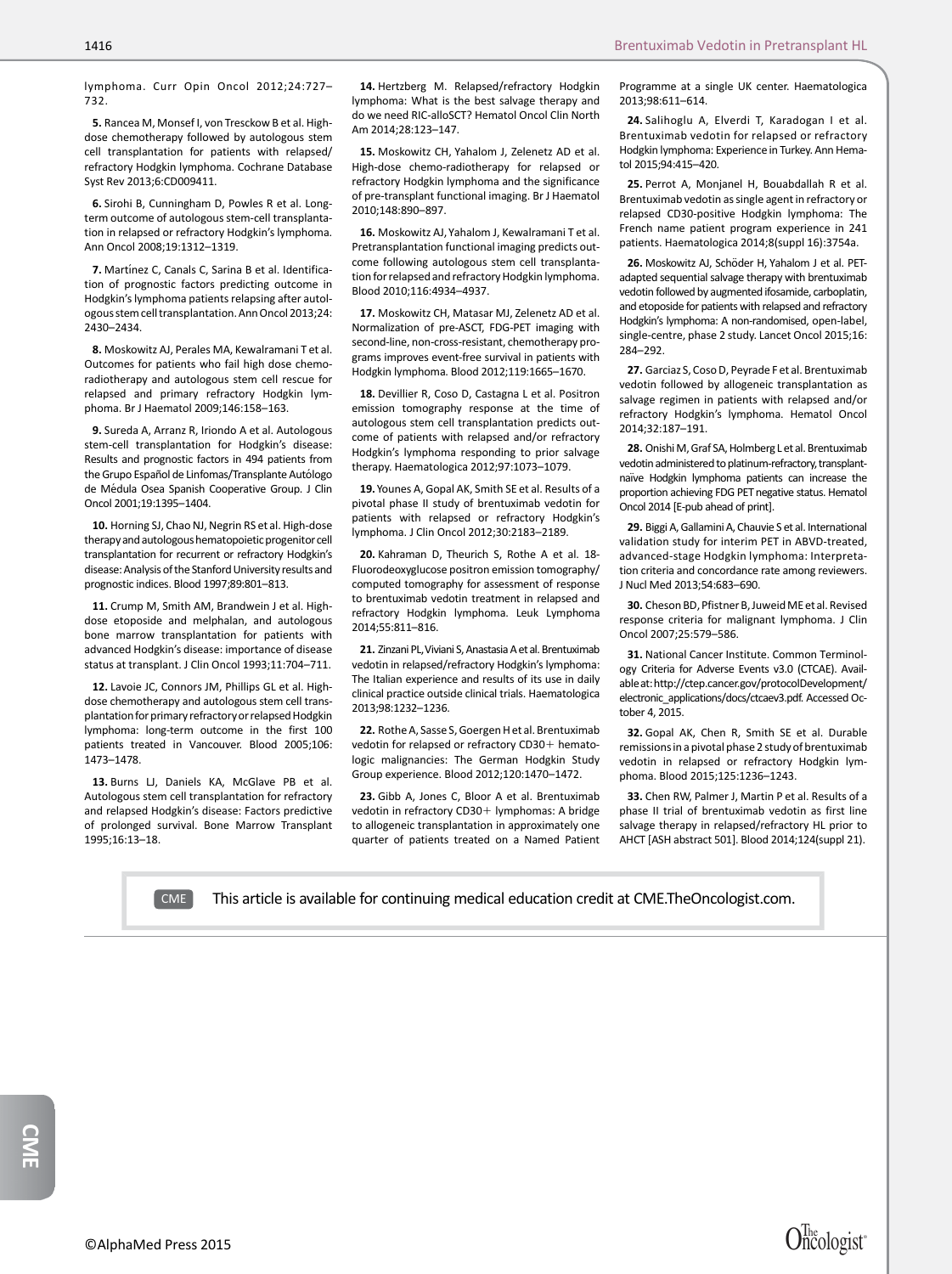lymphoma. Curr Opin Oncol 2012;24:727–732.

**5.** Rancea M, Monsef I, von Tresckow B et al. High-dose chemotherapy followed by autologous stem cell transplantation for patients with relapsed/refractory Hodgkin lymphoma. Cochrane Database Syst Rev 2013;6:CD009411.

**6.** Sirohi B, Cunningham D, Powles R et al. Long-term outcome of autologous stem-cell transplantation in relapsed or refractory Hodgkin's lymphoma. Ann Oncol 2008;19:1312–1319.

**7.** Martínez C, Canals C, Sarina B et al. Identification of prognostic factors predicting outcome in Hodgkin's lymphoma patients relapsing after autologous stem cell transplantation. Ann Oncol 2013;24:2430–2434.

**8.** Moskowitz AJ, Perales MA, Kewalramani T et al. Outcomes for patients who fail high dose chemoradiotherapy and autologous stem cell rescue for relapsed and primary refractory Hodgkin lymphoma. Br J Haematol 2009;146:158–163.

**9.** Sureda A, Arranz R, Iriondo A et al. Autologous stem-cell transplantation for Hodgkin's disease: Results and prognostic factors in 494 patients from the Grupo Español de Linfomas/Transplante Autólogo de Médula Osea Spanish Cooperative Group. J Clin Oncol 2001;19:1395–1404.

**10.** Horning SJ, Chao NJ, Negrin RS et al. High-dose therapy and autologous hematopoietic progenitor cell transplantation for recurrent or refractory Hodgkin's disease: Analysis of the Stanford University results and prognostic indices. Blood 1997;89:801–813.

**11.** Crump M, Smith AM, Brandwein J et al. High-dose etoposide and melphalan, and autologous bone marrow transplantation for patients with advanced Hodgkin's disease: importance of disease status at transplant. J Clin Oncol 1993;11:704–711.

**12.** Lavoie JC, Connors JM, Phillips GL et al. High-dose chemotherapy and autologous stem cell transplantation for primary refractory or relapsed Hodgkin lymphoma: long-term outcome in the first 100 patients treated in Vancouver. Blood 2005;106:1473–1478.

**13.** Burns LJ, Daniels KA, McGlave PB et al. Autologous stem cell transplantation for refractory and relapsed Hodgkin's disease: Factors predictive of prolonged survival. Bone Marrow Transplant 1995;16:13–18.

**14.** Hertzberg M. Relapsed/refractory Hodgkin lymphoma: What is the best salvage therapy and do we need RIC-alloSCT? Hematol Oncol Clin North Am 2014;28:123–147.

**15.** Moskowitz CH, Yahalom J, Zelenetz AD et al. High-dose chemo-radiotherapy for relapsed or refractory Hodgkin lymphoma and the significance of pre-transplant functional imaging. Br J Haematol 2010;148:890–897.

**16.** Moskowitz AJ, Yahalom J, Kewalramani T et al. Pretransplantation functional imaging predicts outcome following autologous stem cell transplantation for relapsed and refractory Hodgkin lymphoma. Blood 2010;116:4934–4937.

**17.** Moskowitz CH, Matasar MJ, Zelenetz AD et al. Normalization of pre-ASCT, FDG-PET imaging with second-line, non-cross-resistant, chemotherapy programs improves event-free survival in patients with Hodgkin lymphoma. Blood 2012;119:1665–1670.

**18.** Devillier R, Coso D, Castagna L et al. Positron emission tomography response at the time of autologous stem cell transplantation predicts outcome of patients with relapsed and/or refractory Hodgkin's lymphoma responding to prior salvage therapy. Haematologica 2012;97:1073–1079.

**19.** Younes A, Gopal AK, Smith SE et al. Results of a pivotal phase II study of brentuximab vedotin for patients with relapsed or refractory Hodgkin's lymphoma. J Clin Oncol 2012;30:2183–2189.

**20.** Kahraman D, Theurich S, Rothe A et al. 18-Fluorodeoxyglucose positron emission tomography/computed tomography for assessment of response to brentuximab vedotin treatment in relapsed and refractory Hodgkin lymphoma. Leuk Lymphoma 2014;55:811–816.

**21.** Zinzani PL, Viviani S, Anastasia A et al. Brentuximab vedotin in relapsed/refractory Hodgkin's lymphoma: The Italian experience and results of its use in daily clinical practice outside clinical trials. Haematologica 2013;98:1232–1236.

**22.** Rothe A, Sasse S, Goergen H et al. Brentuximab vedotin for relapsed or refractory CD30+ hematologic malignancies: The German Hodgkin Study Group experience. Blood 2012;120:1470–1472.

**23.** Gibb A, Jones C, Bloor A et al. Brentuximab vedotin in refractory CD30+ lymphomas: A bridge to allogeneic transplantation in approximately one quarter of patients treated on a Named Patient Programme at a single UK center. Haematologica 2013;98:611–614.

**24.** Salihoglu A, Elverdi T, Karadogan I et al. Brentuximab vedotin for relapsed or refractory Hodgkin lymphoma: Experience in Turkey. Ann Hematol 2015;94:415–420.

**25.** Perrot A, Monjanel H, Bouabdallah R et al. Brentuximab vedotin as single agent in refractory or relapsed CD30-positive Hodgkin lymphoma: The French name patient program experience in 241 patients. Haematologica 2014;8(suppl 16):3754a.

**26.** Moskowitz AJ, Schöder H, Yahalom J et al. PET-adapted sequential salvage therapy with brentuximab vedotin followed by augmented ifosamide, carboplatin, and etoposide for patients with relapsed and refractory Hodgkin's lymphoma: A non-randomised, open-label, single-centre, phase 2 study. Lancet Oncol 2015;16:284–292.

**27.** Garciaz S, Coso D, Peyrade F et al. Brentuximab vedotin followed by allogeneic transplantation as salvage regimen in patients with relapsed and/or refractory Hodgkin's lymphoma. Hematol Oncol 2014;32:187–191.

**28.** Onishi M, Graf SA, Holmberg L et al. Brentuximab vedotin administered to platinum-refractory, transplant-naïve Hodgkin lymphoma patients can increase the proportion achieving FDG PET negative status. Hematol Oncol 2014 [E-pub ahead of print].

**29.** Biggi A, Gallamini A, Chauvie S et al. International validation study for interim PET in ABVD-treated, advanced-stage Hodgkin lymphoma: Interpretation criteria and concordance rate among reviewers. J Nucl Med 2013;54:683–690.

**30.** Cheson BD, Pfistner B, Juweid ME et al. Revised response criteria for malignant lymphoma. J Clin Oncol 2007;25:579–586.

**31.** National Cancer Institute. Common Terminology Criteria for Adverse Events v3.0 (CTCAE). Available at: http://ctep.cancer.gov/protocolDevelopment/electronic_applications/docs/ctcaev3.pdf. Accessed October 4, 2015.

**32.** Gopal AK, Chen R, Smith SE et al. Durable remissions in a pivotal phase 2 study of brentuximab vedotin in relapsed or refractory Hodgkin lymphoma. Blood 2015;125:1236–1243.

**33.** Chen RW, Palmer J, Martin P et al. Results of a phase II trial of brentuximab vedotin as first line salvage therapy in relapsed/refractory HL prior to AHCT [ASH abstract 501]. Blood 2014;124(suppl 21).

CME This article is available for continuing medical education credit at CME.TheOncologist.com.